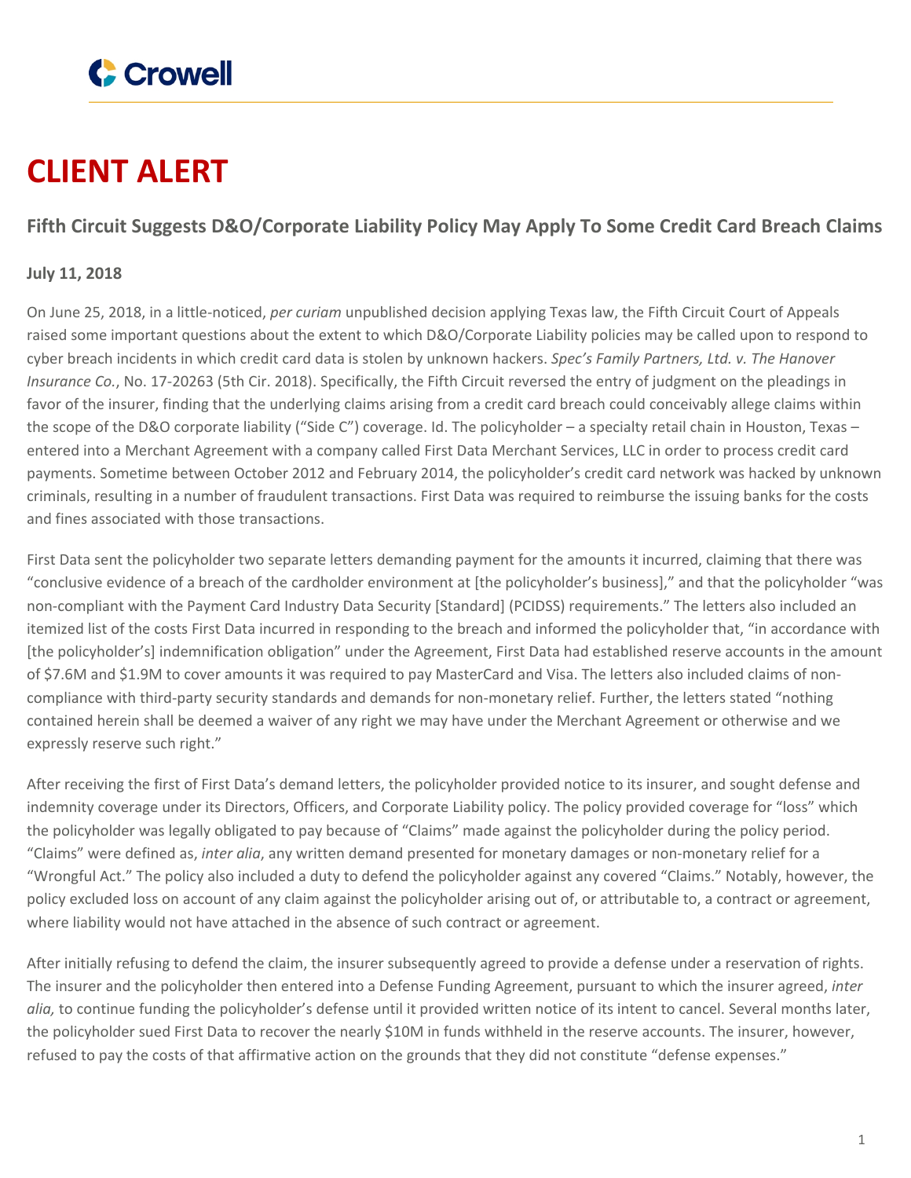# CLIENT ALERT

## Fifth Circuit Suggests D&O/Corporate Liability Policy May Apply To Some Credit Card Breach Claims

**July 11, 2018**

On June 25, 2018, in a little-noticed, *per curiam* unpublished decision applying Texas law, the Fifth Circuit Court of Appeals raised some important questions about the extent to which D&O/Corporate Liability policies may be called upon to respond to cyber breach incidents in which credit card data is stolen by unknown hackers. *Spec's Family Partners, Ltd. v. The Hanover Insurance Co.*, No. 17-20263 (5th Cir. 2018). Specifically, the Fifth Circuit reversed the entry of judgment on the pleadings in favor of the insurer, finding that the underlying claims arising from a credit card breach could conceivably allege claims within the scope of the D&O corporate liability ("Side C") coverage. Id. The policyholder – a specialty retail chain in Houston, Texas – entered into a Merchant Agreement with a company called First Data Merchant Services, LLC in order to process credit card payments. Sometime between October 2012 and February 2014, the policyholder's credit card network was hacked by unknown criminals, resulting in a number of fraudulent transactions. First Data was required to reimburse the issuing banks for the costs and fines associated with those transactions.

First Data sent the policyholder two separate letters demanding payment for the amounts it incurred, claiming that there was "conclusive evidence of a breach of the cardholder environment at [the policyholder's business]," and that the policyholder "was non-compliant with the Payment Card Industry Data Security [Standard] (PCIDSS) requirements." The letters also included an itemized list of the costs First Data incurred in responding to the breach and informed the policyholder that, "in accordance with [the policyholder's] indemnification obligation" under the Agreement, First Data had established reserve accounts in the amount of $7.6M and $1.9M to cover amounts it was required to pay MasterCard and Visa. The letters also included claims of non-compliance with third-party security standards and demands for non-monetary relief. Further, the letters stated "nothing contained herein shall be deemed a waiver of any right we may have under the Merchant Agreement or otherwise and we expressly reserve such right."

After receiving the first of First Data's demand letters, the policyholder provided notice to its insurer, and sought defense and indemnity coverage under its Directors, Officers, and Corporate Liability policy. The policy provided coverage for "loss" which the policyholder was legally obligated to pay because of "Claims" made against the policyholder during the policy period. "Claims" were defined as, *inter alia*, any written demand presented for monetary damages or non-monetary relief for a "Wrongful Act." The policy also included a duty to defend the policyholder against any covered "Claims." Notably, however, the policy excluded loss on account of any claim against the policyholder arising out of, or attributable to, a contract or agreement, where liability would not have attached in the absence of such contract or agreement.

After initially refusing to defend the claim, the insurer subsequently agreed to provide a defense under a reservation of rights. The insurer and the policyholder then entered into a Defense Funding Agreement, pursuant to which the insurer agreed, *inter alia,* to continue funding the policyholder's defense until it provided written notice of its intent to cancel. Several months later, the policyholder sued First Data to recover the nearly $10M in funds withheld in the reserve accounts. The insurer, however, refused to pay the costs of that affirmative action on the grounds that they did not constitute "defense expenses."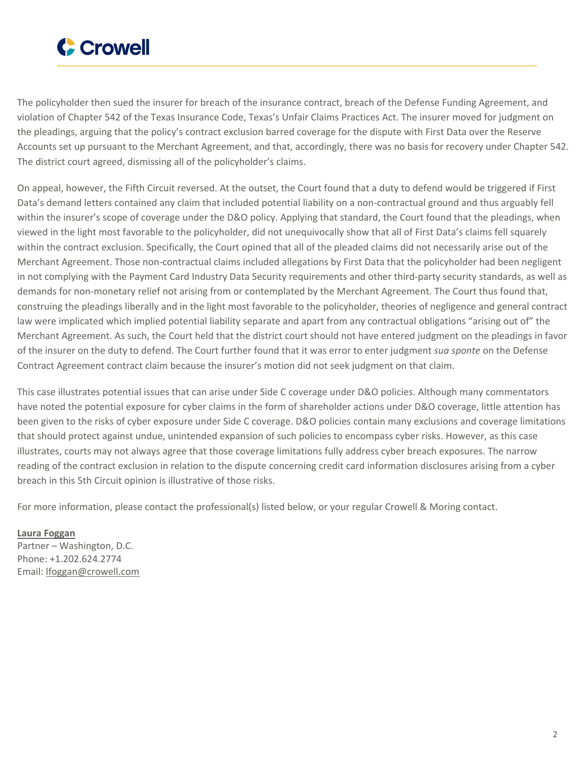The policyholder then sued the insurer for breach of the insurance contract, breach of the Defense Funding Agreement, and violation of Chapter 542 of the Texas Insurance Code, Texas's Unfair Claims Practices Act. The insurer moved for judgment on the pleadings, arguing that the policy's contract exclusion barred coverage for the dispute with First Data over the Reserve Accounts set up pursuant to the Merchant Agreement, and that, accordingly, there was no basis for recovery under Chapter 542. The district court agreed, dismissing all of the policyholder's claims.

On appeal, however, the Fifth Circuit reversed. At the outset, the Court found that a duty to defend would be triggered if First Data's demand letters contained any claim that included potential liability on a non-contractual ground and thus arguably fell within the insurer's scope of coverage under the D&O policy. Applying that standard, the Court found that the pleadings, when viewed in the light most favorable to the policyholder, did not unequivocally show that all of First Data's claims fell squarely within the contract exclusion. Specifically, the Court opined that all of the pleaded claims did not necessarily arise out of the Merchant Agreement. Those non-contractual claims included allegations by First Data that the policyholder had been negligent in not complying with the Payment Card Industry Data Security requirements and other third-party security standards, as well as demands for non-monetary relief not arising from or contemplated by the Merchant Agreement. The Court thus found that, construing the pleadings liberally and in the light most favorable to the policyholder, theories of negligence and general contract law were implicated which implied potential liability separate and apart from any contractual obligations "arising out of" the Merchant Agreement. As such, the Court held that the district court should not have entered judgment on the pleadings in favor of the insurer on the duty to defend. The Court further found that it was error to enter judgment *sua sponte* on the Defense Contract Agreement contract claim because the insurer's motion did not seek judgment on that claim.

This case illustrates potential issues that can arise under Side C coverage under D&O policies. Although many commentators have noted the potential exposure for cyber claims in the form of shareholder actions under D&O coverage, little attention has been given to the risks of cyber exposure under Side C coverage. D&O policies contain many exclusions and coverage limitations that should protect against undue, unintended expansion of such policies to encompass cyber risks. However, as this case illustrates, courts may not always agree that those coverage limitations fully address cyber breach exposures. The narrow reading of the contract exclusion in relation to the dispute concerning credit card information disclosures arising from a cyber breach in this 5th Circuit opinion is illustrative of those risks.

For more information, please contact the professional(s) listed below, or your regular Crowell & Moring contact.

**Laura Foggan**
Partner – Washington, D.C.
Phone: +1.202.624.2774
Email: lfoggan@crowell.com